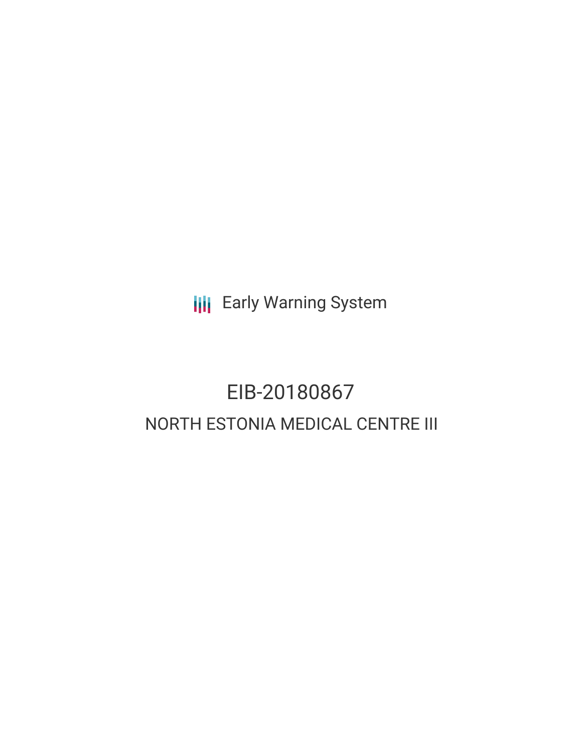Early Warning System

# EIB-20180867

## NORTH ESTONIA MEDICAL CENTRE III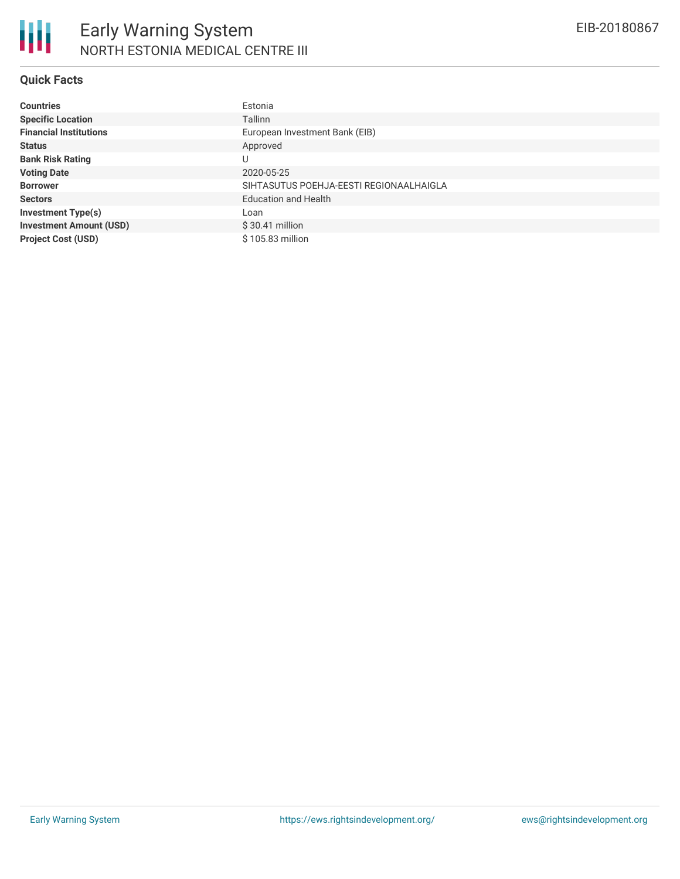## Quick Facts

| | |
|---|---|
| **Countries** | Estonia |
| **Specific Location** | Tallinn |
| **Financial Institutions** | European Investment Bank (EIB) |
| **Status** | Approved |
| **Bank Risk Rating** | U |
| **Voting Date** | 2020-05-25 |
| **Borrower** | SIHTASUTUS POEHJA-EESTI REGIONAALHAIGLA |
| **Sectors** | Education and Health |
| **Investment Type(s)** | Loan |
| **Investment Amount (USD)** | $ 30.41 million |
| **Project Cost (USD)** | $ 105.83 million |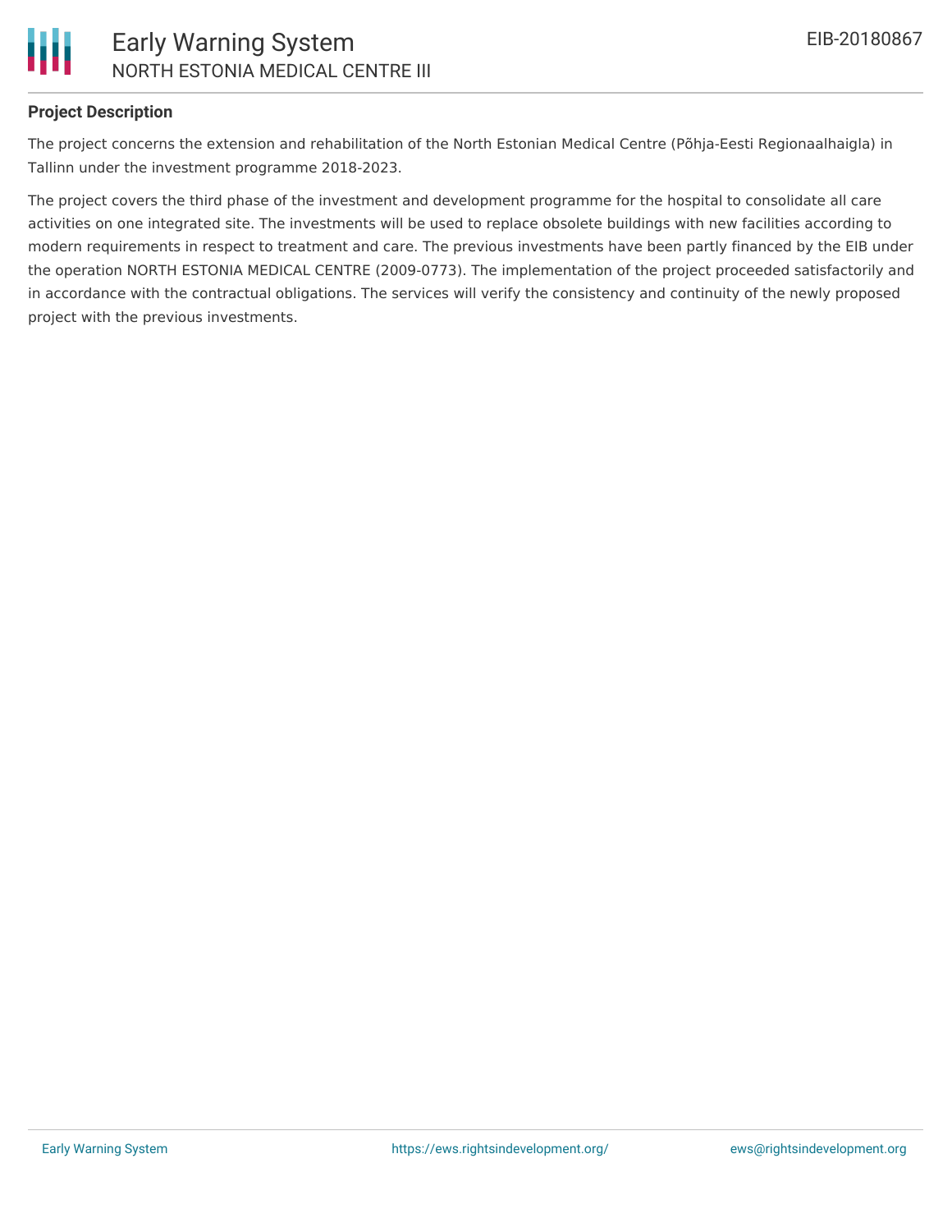### Project Description

The project concerns the extension and rehabilitation of the North Estonian Medical Centre (Põhja-Eesti Regionaalhaigla) in Tallinn under the investment programme 2018-2023.

The project covers the third phase of the investment and development programme for the hospital to consolidate all care activities on one integrated site. The investments will be used to replace obsolete buildings with new facilities according to modern requirements in respect to treatment and care. The previous investments have been partly financed by the EIB under the operation NORTH ESTONIA MEDICAL CENTRE (2009-0773). The implementation of the project proceeded satisfactorily and in accordance with the contractual obligations. The services will verify the consistency and continuity of the newly proposed project with the previous investments.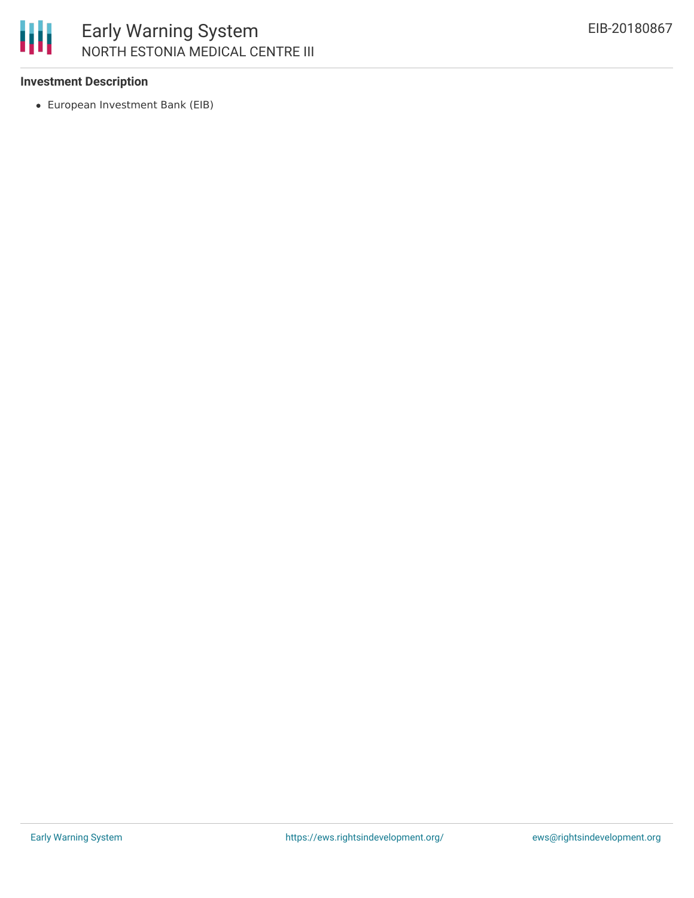### Investment Description

- European Investment Bank (EIB)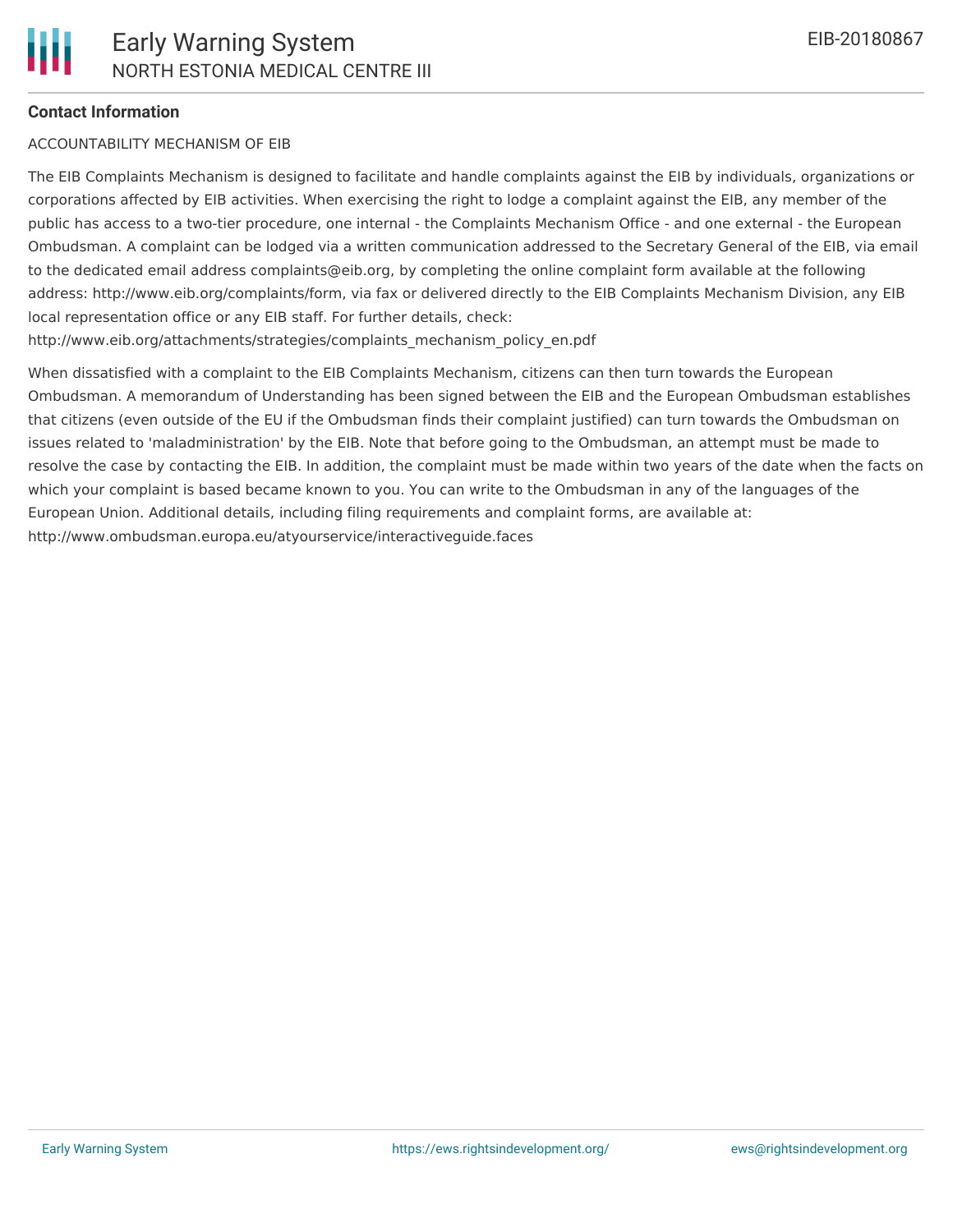**Contact Information**

ACCOUNTABILITY MECHANISM OF EIB

The EIB Complaints Mechanism is designed to facilitate and handle complaints against the EIB by individuals, organizations or corporations affected by EIB activities. When exercising the right to lodge a complaint against the EIB, any member of the public has access to a two-tier procedure, one internal - the Complaints Mechanism Office - and one external - the European Ombudsman. A complaint can be lodged via a written communication addressed to the Secretary General of the EIB, via email to the dedicated email address complaints@eib.org, by completing the online complaint form available at the following address: http://www.eib.org/complaints/form, via fax or delivered directly to the EIB Complaints Mechanism Division, any EIB local representation office or any EIB staff. For further details, check: http://www.eib.org/attachments/strategies/complaints_mechanism_policy_en.pdf

When dissatisfied with a complaint to the EIB Complaints Mechanism, citizens can then turn towards the European Ombudsman. A memorandum of Understanding has been signed between the EIB and the European Ombudsman establishes that citizens (even outside of the EU if the Ombudsman finds their complaint justified) can turn towards the Ombudsman on issues related to 'maladministration' by the EIB. Note that before going to the Ombudsman, an attempt must be made to resolve the case by contacting the EIB. In addition, the complaint must be made within two years of the date when the facts on which your complaint is based became known to you. You can write to the Ombudsman in any of the languages of the European Union. Additional details, including filing requirements and complaint forms, are available at: http://www.ombudsman.europa.eu/atyourservice/interactiveguide.faces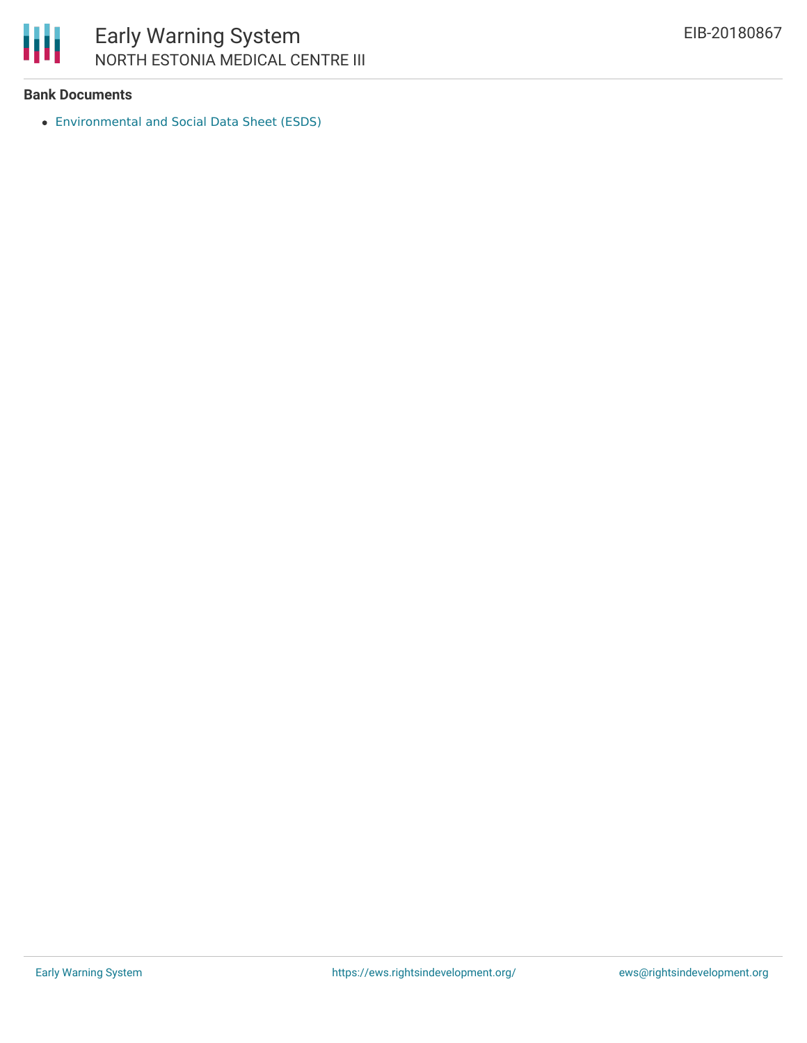**Bank Documents**

- Environmental and Social Data Sheet (ESDS)